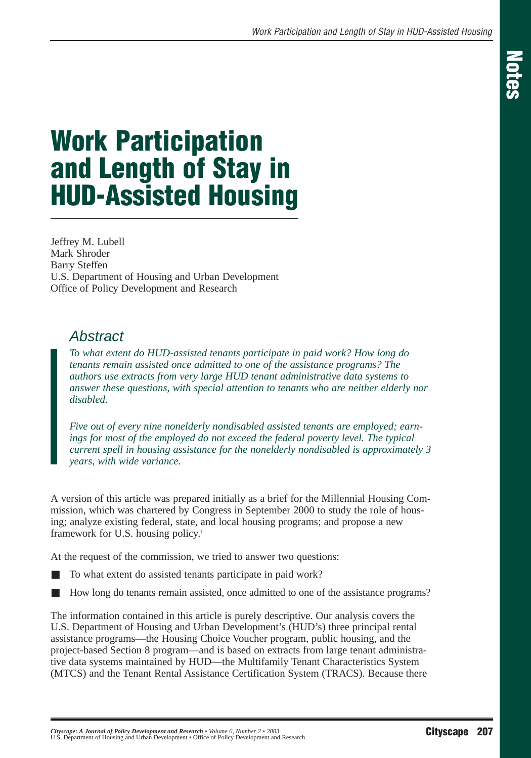# Work Participation and Length of Stay in HUD-Assisted Housing

Jeffrey M. Lubell
Mark Shroder
Barry Steffen
U.S. Department of Housing and Urban Development
Office of Policy Development and Research

## Abstract

*To what extent do HUD-assisted tenants participate in paid work? How long do tenants remain assisted once admitted to one of the assistance programs? The authors use extracts from very large HUD tenant administrative data systems to answer these questions, with special attention to tenants who are neither elderly nor disabled.*

*Five out of every nine nonelderly nondisabled assisted tenants are employed; earnings for most of the employed do not exceed the federal poverty level. The typical current spell in housing assistance for the nonelderly nondisabled is approximately 3 years, with wide variance.*

A version of this article was prepared initially as a brief for the Millennial Housing Commission, which was chartered by Congress in September 2000 to study the role of housing; analyze existing federal, state, and local housing programs; and propose a new framework for U.S. housing policy.[1]

At the request of the commission, we tried to answer two questions:

- To what extent do assisted tenants participate in paid work?
- How long do tenants remain assisted, once admitted to one of the assistance programs?

The information contained in this article is purely descriptive. Our analysis covers the U.S. Department of Housing and Urban Development's (HUD's) three principal rental assistance programs—the Housing Choice Voucher program, public housing, and the project-based Section 8 program—and is based on extracts from large tenant administrative data systems maintained by HUD—the Multifamily Tenant Characteristics System (MTCS) and the Tenant Rental Assistance Certification System (TRACS). Because there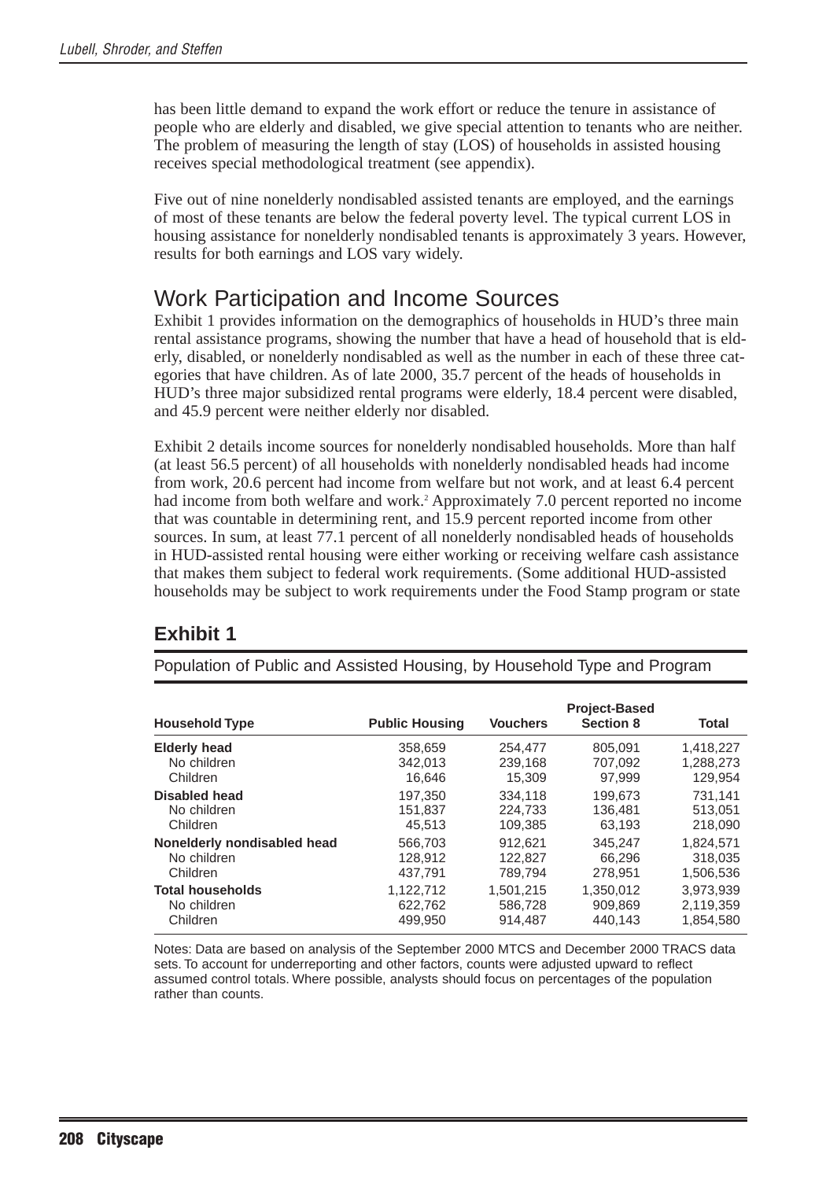has been little demand to expand the work effort or reduce the tenure in assistance of people who are elderly and disabled, we give special attention to tenants who are neither. The problem of measuring the length of stay (LOS) of households in assisted housing receives special methodological treatment (see appendix).

Five out of nine nonelderly nondisabled assisted tenants are employed, and the earnings of most of these tenants are below the federal poverty level. The typical current LOS in housing assistance for nonelderly nondisabled tenants is approximately 3 years. However, results for both earnings and LOS vary widely.

## Work Participation and Income Sources

Exhibit 1 provides information on the demographics of households in HUD's three main rental assistance programs, showing the number that have a head of household that is elderly, disabled, or nonelderly nondisabled as well as the number in each of these three categories that have children. As of late 2000, 35.7 percent of the heads of households in HUD's three major subsidized rental programs were elderly, 18.4 percent were disabled, and 45.9 percent were neither elderly nor disabled.

Exhibit 2 details income sources for nonelderly nondisabled households. More than half (at least 56.5 percent) of all households with nonelderly nondisabled heads had income from work, 20.6 percent had income from welfare but not work, and at least 6.4 percent had income from both welfare and work.[2] Approximately 7.0 percent reported no income that was countable in determining rent, and 15.9 percent reported income from other sources. In sum, at least 77.1 percent of all nonelderly nondisabled heads of households in HUD-assisted rental housing were either working or receiving welfare cash assistance that makes them subject to federal work requirements. (Some additional HUD-assisted households may be subject to work requirements under the Food Stamp program or state

### Exhibit 1

Population of Public and Assisted Housing, by Household Type and Program

| Household Type | Public Housing | Vouchers | Project-Based Section 8 | Total |
|---|---|---|---|---|
| **Elderly head** | 358,659 | 254,477 | 805,091 | 1,418,227 |
| No children | 342,013 | 239,168 | 707,092 | 1,288,273 |
| Children | 16,646 | 15,309 | 97,999 | 129,954 |
| **Disabled head** | 197,350 | 334,118 | 199,673 | 731,141 |
| No children | 151,837 | 224,733 | 136,481 | 513,051 |
| Children | 45,513 | 109,385 | 63,193 | 218,090 |
| **Nonelderly nondisabled head** | 566,703 | 912,621 | 345,247 | 1,824,571 |
| No children | 128,912 | 122,827 | 66,296 | 318,035 |
| Children | 437,791 | 789,794 | 278,951 | 1,506,536 |
| **Total households** | 1,122,712 | 1,501,215 | 1,350,012 | 3,973,939 |
| No children | 622,762 | 586,728 | 909,869 | 2,119,359 |
| Children | 499,950 | 914,487 | 440,143 | 1,854,580 |

Notes: Data are based on analysis of the September 2000 MTCS and December 2000 TRACS data sets. To account for underreporting and other factors, counts were adjusted upward to reflect assumed control totals. Where possible, analysts should focus on percentages of the population rather than counts.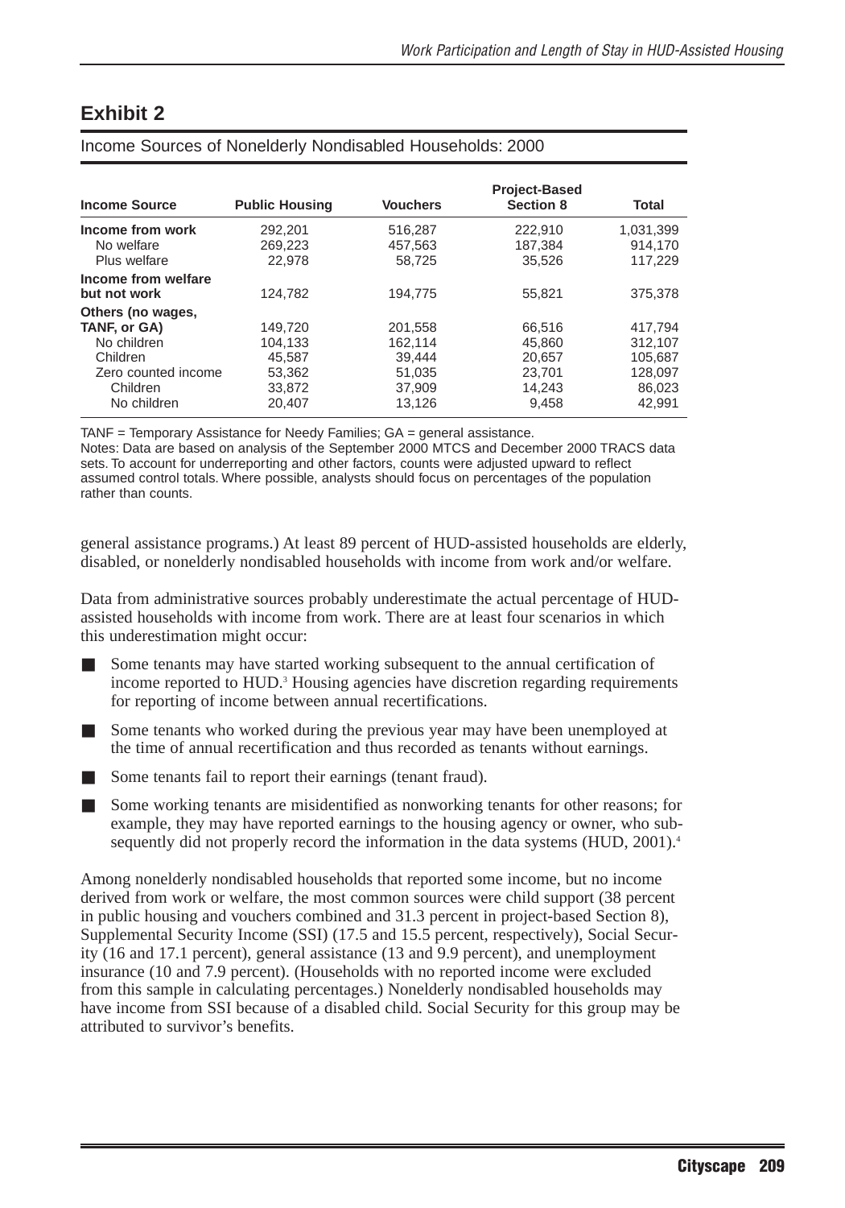## Exhibit 2

Income Sources of Nonelderly Nondisabled Households: 2000

| Income Source | Public Housing | Vouchers | Project-Based Section 8 | Total |
|---|---|---|---|---|
| **Income from work** | 292,201 | 516,287 | 222,910 | 1,031,399 |
| No welfare | 269,223 | 457,563 | 187,384 | 914,170 |
| Plus welfare | 22,978 | 58,725 | 35,526 | 117,229 |
| **Income from welfare but not work** | 124,782 | 194,775 | 55,821 | 375,378 |
| **Others (no wages, TANF, or GA)** | 149,720 | 201,558 | 66,516 | 417,794 |
| No children | 104,133 | 162,114 | 45,860 | 312,107 |
| Children | 45,587 | 39,444 | 20,657 | 105,687 |
| Zero counted income | 53,362 | 51,035 | 23,701 | 128,097 |
| Children | 33,872 | 37,909 | 14,243 | 86,023 |
| No children | 20,407 | 13,126 | 9,458 | 42,991 |

TANF = Temporary Assistance for Needy Families; GA = general assistance.

Notes: Data are based on analysis of the September 2000 MTCS and December 2000 TRACS data sets. To account for underreporting and other factors, counts were adjusted upward to reflect assumed control totals. Where possible, analysts should focus on percentages of the population rather than counts.

general assistance programs.) At least 89 percent of HUD-assisted households are elderly, disabled, or nonelderly nondisabled households with income from work and/or welfare.

Data from administrative sources probably underestimate the actual percentage of HUD-assisted households with income from work. There are at least four scenarios in which this underestimation might occur:

- Some tenants may have started working subsequent to the annual certification of income reported to HUD.[3] Housing agencies have discretion regarding requirements for reporting of income between annual recertifications.
- Some tenants who worked during the previous year may have been unemployed at the time of annual recertification and thus recorded as tenants without earnings.
- Some tenants fail to report their earnings (tenant fraud).
- Some working tenants are misidentified as nonworking tenants for other reasons; for example, they may have reported earnings to the housing agency or owner, who subsequently did not properly record the information in the data systems (HUD, 2001).[4]

Among nonelderly nondisabled households that reported some income, but no income derived from work or welfare, the most common sources were child support (38 percent in public housing and vouchers combined and 31.3 percent in project-based Section 8), Supplemental Security Income (SSI) (17.5 and 15.5 percent, respectively), Social Security (16 and 17.1 percent), general assistance (13 and 9.9 percent), and unemployment insurance (10 and 7.9 percent). (Households with no reported income were excluded from this sample in calculating percentages.) Nonelderly nondisabled households may have income from SSI because of a disabled child. Social Security for this group may be attributed to survivor's benefits.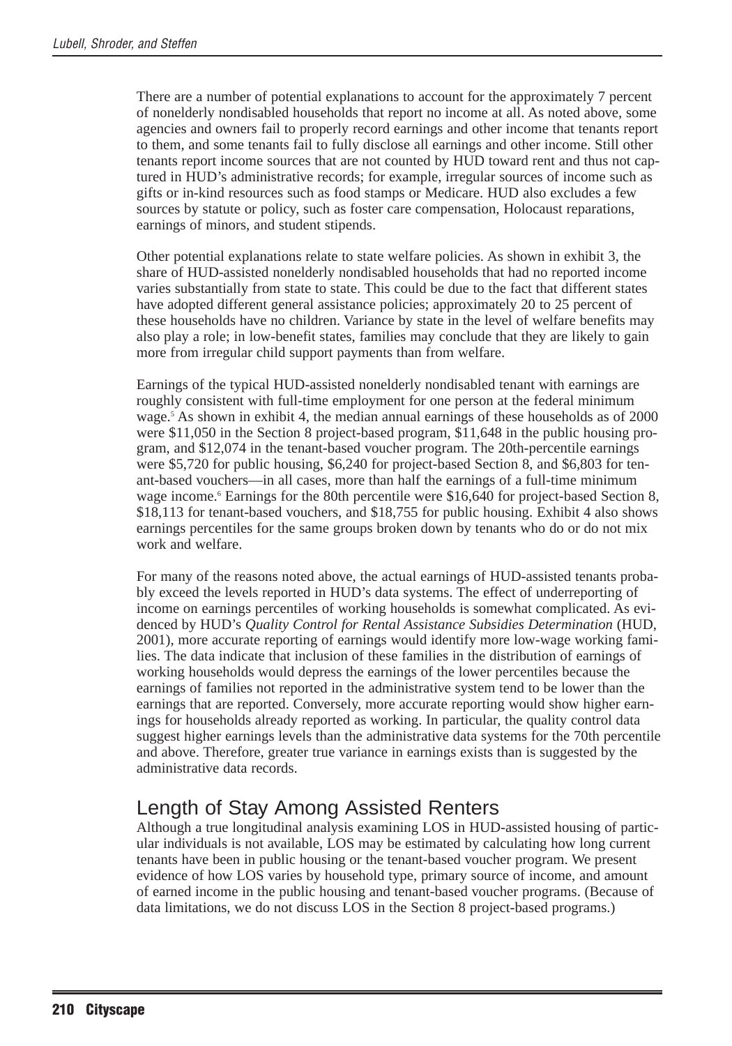There are a number of potential explanations to account for the approximately 7 percent of nonelderly nondisabled households that report no income at all. As noted above, some agencies and owners fail to properly record earnings and other income that tenants report to them, and some tenants fail to fully disclose all earnings and other income. Still other tenants report income sources that are not counted by HUD toward rent and thus not captured in HUD's administrative records; for example, irregular sources of income such as gifts or in-kind resources such as food stamps or Medicare. HUD also excludes a few sources by statute or policy, such as foster care compensation, Holocaust reparations, earnings of minors, and student stipends.

Other potential explanations relate to state welfare policies. As shown in exhibit 3, the share of HUD-assisted nonelderly nondisabled households that had no reported income varies substantially from state to state. This could be due to the fact that different states have adopted different general assistance policies; approximately 20 to 25 percent of these households have no children. Variance by state in the level of welfare benefits may also play a role; in low-benefit states, families may conclude that they are likely to gain more from irregular child support payments than from welfare.

Earnings of the typical HUD-assisted nonelderly nondisabled tenant with earnings are roughly consistent with full-time employment for one person at the federal minimum wage.[5] As shown in exhibit 4, the median annual earnings of these households as of 2000 were $11,050 in the Section 8 project-based program, $11,648 in the public housing program, and $12,074 in the tenant-based voucher program. The 20th-percentile earnings were $5,720 for public housing, $6,240 for project-based Section 8, and $6,803 for tenant-based vouchers—in all cases, more than half the earnings of a full-time minimum wage income.[6] Earnings for the 80th percentile were $16,640 for project-based Section 8, $18,113 for tenant-based vouchers, and $18,755 for public housing. Exhibit 4 also shows earnings percentiles for the same groups broken down by tenants who do or do not mix work and welfare.

For many of the reasons noted above, the actual earnings of HUD-assisted tenants probably exceed the levels reported in HUD's data systems. The effect of underreporting of income on earnings percentiles of working households is somewhat complicated. As evidenced by HUD's *Quality Control for Rental Assistance Subsidies Determination* (HUD, 2001), more accurate reporting of earnings would identify more low-wage working families. The data indicate that inclusion of these families in the distribution of earnings of working households would depress the earnings of the lower percentiles because the earnings of families not reported in the administrative system tend to be lower than the earnings that are reported. Conversely, more accurate reporting would show higher earnings for households already reported as working. In particular, the quality control data suggest higher earnings levels than the administrative data systems for the 70th percentile and above. Therefore, greater true variance in earnings exists than is suggested by the administrative data records.

## Length of Stay Among Assisted Renters

Although a true longitudinal analysis examining LOS in HUD-assisted housing of particular individuals is not available, LOS may be estimated by calculating how long current tenants have been in public housing or the tenant-based voucher program. We present evidence of how LOS varies by household type, primary source of income, and amount of earned income in the public housing and tenant-based voucher programs. (Because of data limitations, we do not discuss LOS in the Section 8 project-based programs.)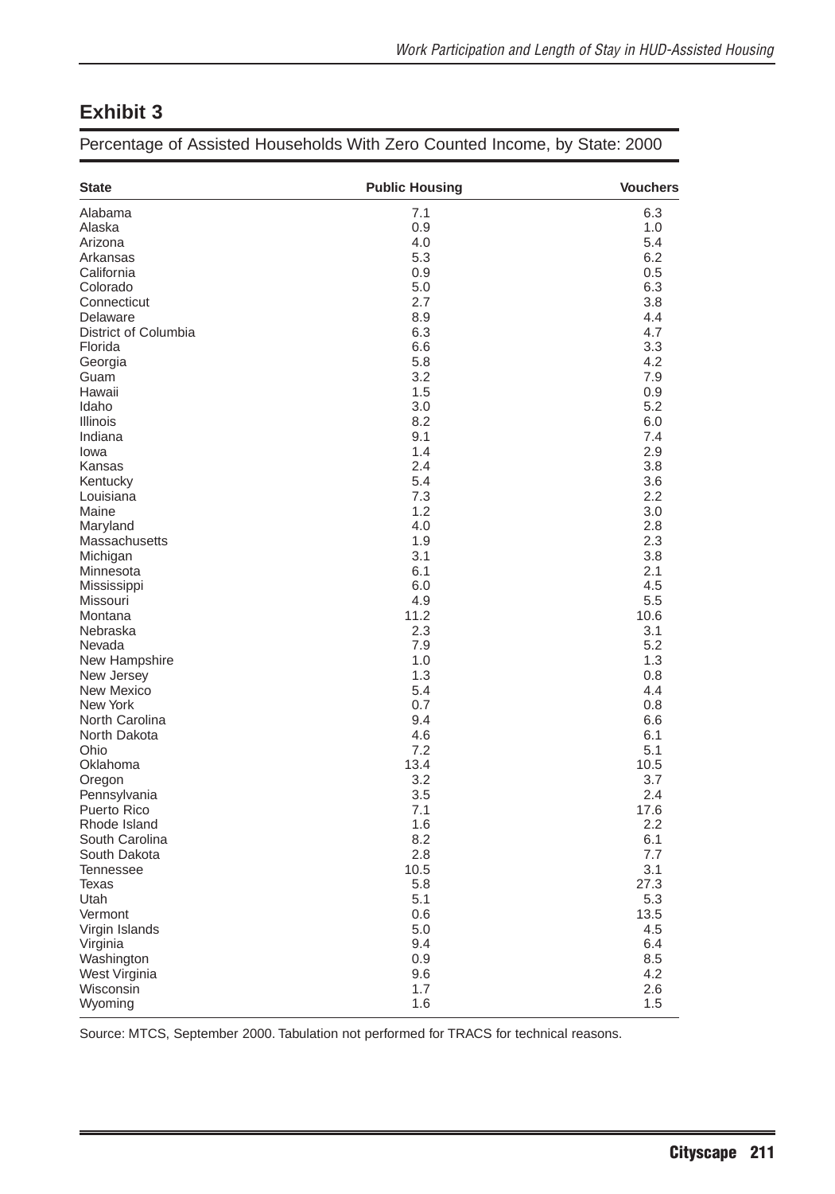## Exhibit 3

Percentage of Assisted Households With Zero Counted Income, by State: 2000

| State | Public Housing | Vouchers |
|---|---|---|
| Alabama | 7.1 | 6.3 |
| Alaska | 0.9 | 1.0 |
| Arizona | 4.0 | 5.4 |
| Arkansas | 5.3 | 6.2 |
| California | 0.9 | 0.5 |
| Colorado | 5.0 | 6.3 |
| Connecticut | 2.7 | 3.8 |
| Delaware | 8.9 | 4.4 |
| District of Columbia | 6.3 | 4.7 |
| Florida | 6.6 | 3.3 |
| Georgia | 5.8 | 4.2 |
| Guam | 3.2 | 7.9 |
| Hawaii | 1.5 | 0.9 |
| Idaho | 3.0 | 5.2 |
| Illinois | 8.2 | 6.0 |
| Indiana | 9.1 | 7.4 |
| Iowa | 1.4 | 2.9 |
| Kansas | 2.4 | 3.8 |
| Kentucky | 5.4 | 3.6 |
| Louisiana | 7.3 | 2.2 |
| Maine | 1.2 | 3.0 |
| Maryland | 4.0 | 2.8 |
| Massachusetts | 1.9 | 2.3 |
| Michigan | 3.1 | 3.8 |
| Minnesota | 6.1 | 2.1 |
| Mississippi | 6.0 | 4.5 |
| Missouri | 4.9 | 5.5 |
| Montana | 11.2 | 10.6 |
| Nebraska | 2.3 | 3.1 |
| Nevada | 7.9 | 5.2 |
| New Hampshire | 1.0 | 1.3 |
| New Jersey | 1.3 | 0.8 |
| New Mexico | 5.4 | 4.4 |
| New York | 0.7 | 0.8 |
| North Carolina | 9.4 | 6.6 |
| North Dakota | 4.6 | 6.1 |
| Ohio | 7.2 | 5.1 |
| Oklahoma | 13.4 | 10.5 |
| Oregon | 3.2 | 3.7 |
| Pennsylvania | 3.5 | 2.4 |
| Puerto Rico | 7.1 | 17.6 |
| Rhode Island | 1.6 | 2.2 |
| South Carolina | 8.2 | 6.1 |
| South Dakota | 2.8 | 7.7 |
| Tennessee | 10.5 | 3.1 |
| Texas | 5.8 | 27.3 |
| Utah | 5.1 | 5.3 |
| Vermont | 0.6 | 13.5 |
| Virgin Islands | 5.0 | 4.5 |
| Virginia | 9.4 | 6.4 |
| Washington | 0.9 | 8.5 |
| West Virginia | 9.6 | 4.2 |
| Wisconsin | 1.7 | 2.6 |
| Wyoming | 1.6 | 1.5 |

Source: MTCS, September 2000. Tabulation not performed for TRACS for technical reasons.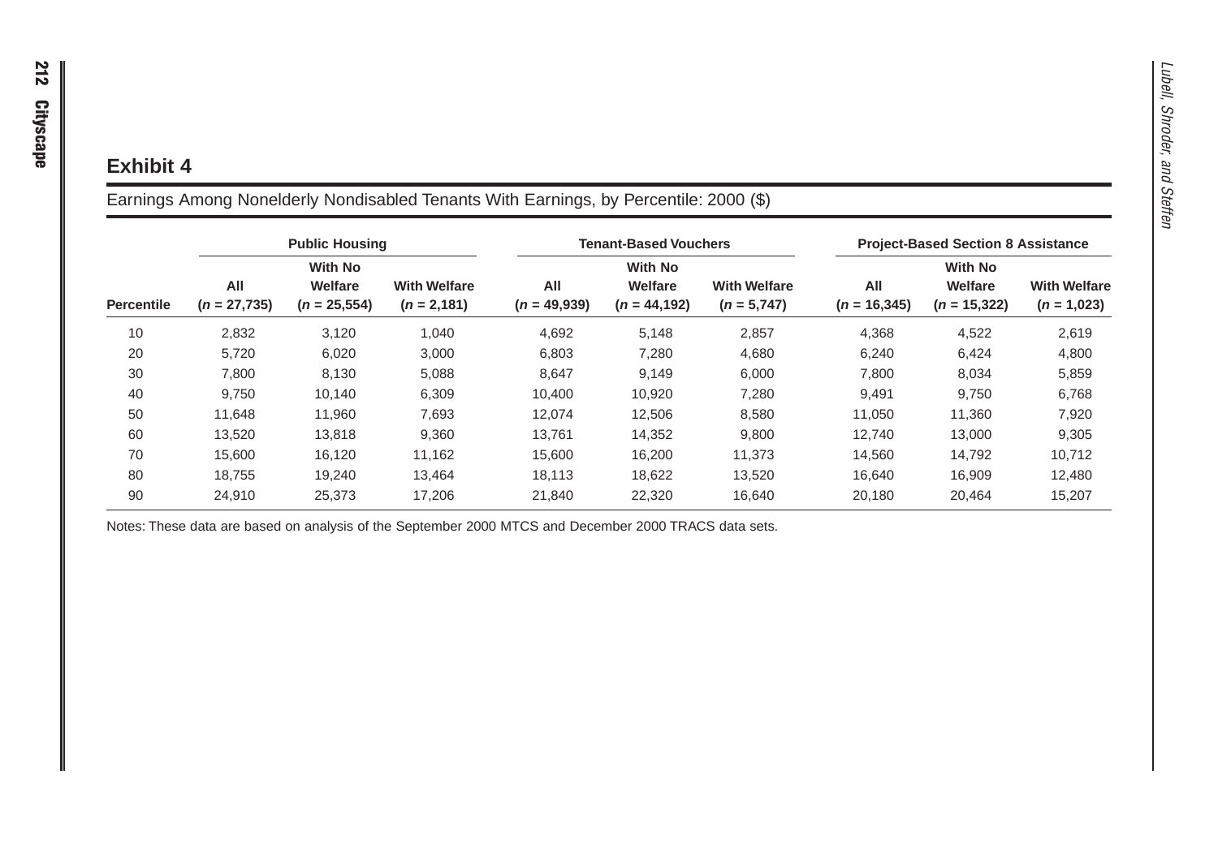## Exhibit 4

Earnings Among Nonelderly Nondisabled Tenants With Earnings, by Percentile: 2000 ($)

| Percentile | Public Housing | | | Tenant-Based Vouchers | | | Project-Based Section 8 Assistance | | |
|---|---|---|---|---|---|---|---|---|---|
| | All (*n* = 27,735) | With No Welfare (*n* = 25,554) | With Welfare (*n* = 2,181) | All (*n* = 49,939) | With No Welfare (*n* = 44,192) | With Welfare (*n* = 5,747) | All (*n* = 16,345) | With No Welfare (*n* = 15,322) | With Welfare (*n* = 1,023) |
| 10 | 2,832 | 3,120 | 1,040 | 4,692 | 5,148 | 2,857 | 4,368 | 4,522 | 2,619 |
| 20 | 5,720 | 6,020 | 3,000 | 6,803 | 7,280 | 4,680 | 6,240 | 6,424 | 4,800 |
| 30 | 7,800 | 8,130 | 5,088 | 8,647 | 9,149 | 6,000 | 7,800 | 8,034 | 5,859 |
| 40 | 9,750 | 10,140 | 6,309 | 10,400 | 10,920 | 7,280 | 9,491 | 9,750 | 6,768 |
| 50 | 11,648 | 11,960 | 7,693 | 12,074 | 12,506 | 8,580 | 11,050 | 11,360 | 7,920 |
| 60 | 13,520 | 13,818 | 9,360 | 13,761 | 14,352 | 9,800 | 12,740 | 13,000 | 9,305 |
| 70 | 15,600 | 16,120 | 11,162 | 15,600 | 16,200 | 11,373 | 14,560 | 14,792 | 10,712 |
| 80 | 18,755 | 19,240 | 13,464 | 18,113 | 18,622 | 13,520 | 16,640 | 16,909 | 12,480 |
| 90 | 24,910 | 25,373 | 17,206 | 21,840 | 22,320 | 16,640 | 20,180 | 20,464 | 15,207 |

Notes: These data are based on analysis of the September 2000 MTCS and December 2000 TRACS data sets.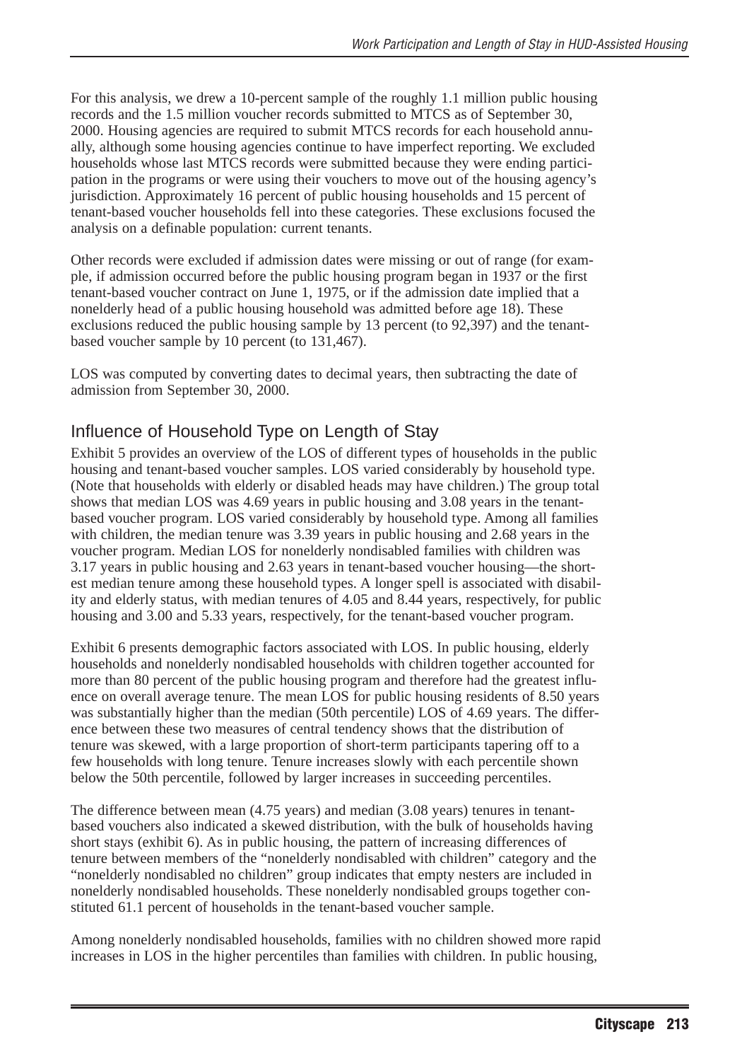For this analysis, we drew a 10-percent sample of the roughly 1.1 million public housing records and the 1.5 million voucher records submitted to MTCS as of September 30, 2000. Housing agencies are required to submit MTCS records for each household annually, although some housing agencies continue to have imperfect reporting. We excluded households whose last MTCS records were submitted because they were ending participation in the programs or were using their vouchers to move out of the housing agency's jurisdiction. Approximately 16 percent of public housing households and 15 percent of tenant-based voucher households fell into these categories. These exclusions focused the analysis on a definable population: current tenants.

Other records were excluded if admission dates were missing or out of range (for example, if admission occurred before the public housing program began in 1937 or the first tenant-based voucher contract on June 1, 1975, or if the admission date implied that a nonelderly head of a public housing household was admitted before age 18). These exclusions reduced the public housing sample by 13 percent (to 92,397) and the tenant-based voucher sample by 10 percent (to 131,467).

LOS was computed by converting dates to decimal years, then subtracting the date of admission from September 30, 2000.

## Influence of Household Type on Length of Stay

Exhibit 5 provides an overview of the LOS of different types of households in the public housing and tenant-based voucher samples. LOS varied considerably by household type. (Note that households with elderly or disabled heads may have children.) The group total shows that median LOS was 4.69 years in public housing and 3.08 years in the tenant-based voucher program. LOS varied considerably by household type. Among all families with children, the median tenure was 3.39 years in public housing and 2.68 years in the voucher program. Median LOS for nonelderly nondisabled families with children was 3.17 years in public housing and 2.63 years in tenant-based voucher housing—the shortest median tenure among these household types. A longer spell is associated with disability and elderly status, with median tenures of 4.05 and 8.44 years, respectively, for public housing and 3.00 and 5.33 years, respectively, for the tenant-based voucher program.

Exhibit 6 presents demographic factors associated with LOS. In public housing, elderly households and nonelderly nondisabled households with children together accounted for more than 80 percent of the public housing program and therefore had the greatest influence on overall average tenure. The mean LOS for public housing residents of 8.50 years was substantially higher than the median (50th percentile) LOS of 4.69 years. The difference between these two measures of central tendency shows that the distribution of tenure was skewed, with a large proportion of short-term participants tapering off to a few households with long tenure. Tenure increases slowly with each percentile shown below the 50th percentile, followed by larger increases in succeeding percentiles.

The difference between mean (4.75 years) and median (3.08 years) tenures in tenant-based vouchers also indicated a skewed distribution, with the bulk of households having short stays (exhibit 6). As in public housing, the pattern of increasing differences of tenure between members of the "nonelderly nondisabled with children" category and the "nonelderly nondisabled no children" group indicates that empty nesters are included in nonelderly nondisabled households. These nonelderly nondisabled groups together constituted 61.1 percent of households in the tenant-based voucher sample.

Among nonelderly nondisabled households, families with no children showed more rapid increases in LOS in the higher percentiles than families with children. In public housing,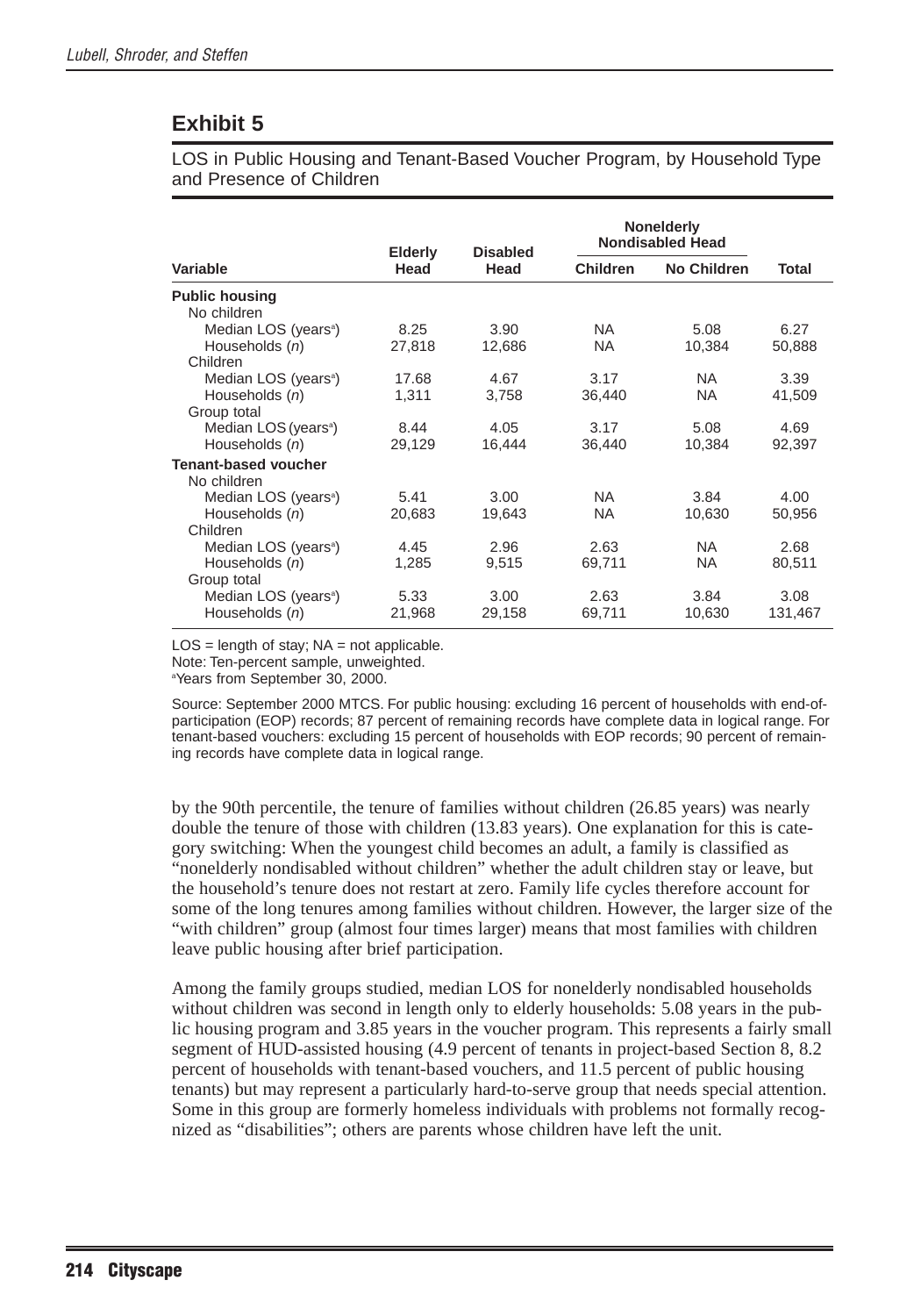## Exhibit 5

LOS in Public Housing and Tenant-Based Voucher Program, by Household Type and Presence of Children

| Variable | Elderly Head | Disabled Head | Nonelderly Nondisabled Head | | Total |
|---|---|---|---|---|---|
| | | | Children | No Children | |
| **Public housing** | | | | | |
| No children | | | | | |
| Median LOS (years[a]) | 8.25 | 3.90 | NA | 5.08 | 6.27 |
| Households (*n*) | 27,818 | 12,686 | NA | 10,384 | 50,888 |
| Children | | | | | |
| Median LOS (years[a]) | 17.68 | 4.67 | 3.17 | NA | 3.39 |
| Households (*n*) | 1,311 | 3,758 | 36,440 | NA | 41,509 |
| Group total | | | | | |
| Median LOS (years[a]) | 8.44 | 4.05 | 3.17 | 5.08 | 4.69 |
| Households (*n*) | 29,129 | 16,444 | 36,440 | 10,384 | 92,397 |
| **Tenant-based voucher** | | | | | |
| No children | | | | | |
| Median LOS (years[a]) | 5.41 | 3.00 | NA | 3.84 | 4.00 |
| Households (*n*) | 20,683 | 19,643 | NA | 10,630 | 50,956 |
| Children | | | | | |
| Median LOS (years[a]) | 4.45 | 2.96 | 2.63 | NA | 2.68 |
| Households (*n*) | 1,285 | 9,515 | 69,711 | NA | 80,511 |
| Group total | | | | | |
| Median LOS (years[a]) | 5.33 | 3.00 | 2.63 | 3.84 | 3.08 |
| Households (*n*) | 21,968 | 29,158 | 69,711 | 10,630 | 131,467 |

LOS = length of stay; NA = not applicable.

Note: Ten-percent sample, unweighted.

[a]Years from September 30, 2000.

Source: September 2000 MTCS. For public housing: excluding 16 percent of households with end-of-participation (EOP) records; 87 percent of remaining records have complete data in logical range. For tenant-based vouchers: excluding 15 percent of households with EOP records; 90 percent of remaining records have complete data in logical range.

by the 90th percentile, the tenure of families without children (26.85 years) was nearly double the tenure of those with children (13.83 years). One explanation for this is category switching: When the youngest child becomes an adult, a family is classified as "nonelderly nondisabled without children" whether the adult children stay or leave, but the household's tenure does not restart at zero. Family life cycles therefore account for some of the long tenures among families without children. However, the larger size of the "with children" group (almost four times larger) means that most families with children leave public housing after brief participation.

Among the family groups studied, median LOS for nonelderly nondisabled households without children was second in length only to elderly households: 5.08 years in the public housing program and 3.85 years in the voucher program. This represents a fairly small segment of HUD-assisted housing (4.9 percent of tenants in project-based Section 8, 8.2 percent of households with tenant-based vouchers, and 11.5 percent of public housing tenants) but may represent a particularly hard-to-serve group that needs special attention. Some in this group are formerly homeless individuals with problems not formally recognized as "disabilities"; others are parents whose children have left the unit.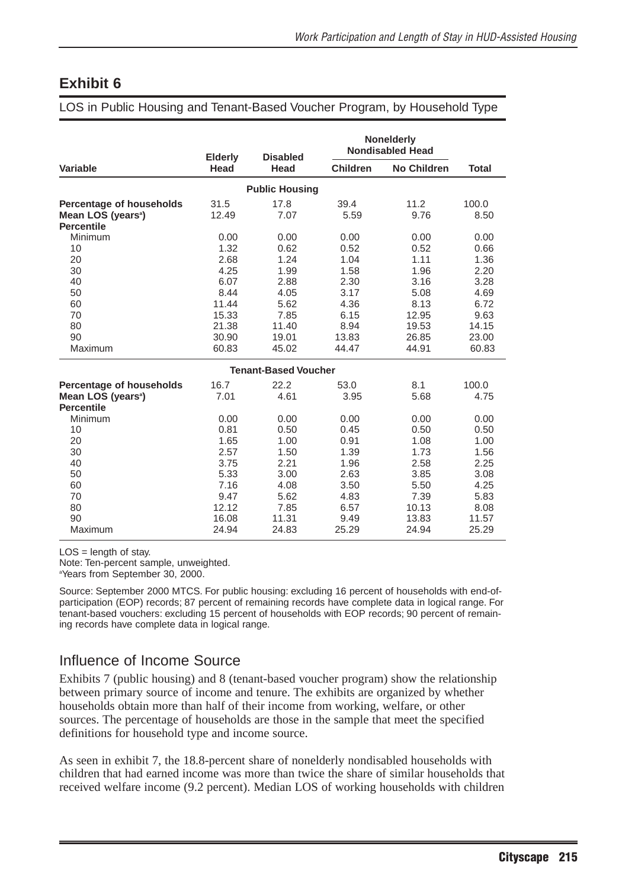## Exhibit 6

LOS in Public Housing and Tenant-Based Voucher Program, by Household Type

| Variable | Elderly Head | Disabled Head | Nonelderly Nondisabled Head | | Total |
|---|---|---|---|---|---|
| | | | Children | No Children | |
| **Public Housing** | | | | | |
| **Percentage of households** | 31.5 | 17.8 | 39.4 | 11.2 | 100.0 |
| **Mean LOS (years[a])** | 12.49 | 7.07 | 5.59 | 9.76 | 8.50 |
| **Percentile** | | | | | |
| Minimum | 0.00 | 0.00 | 0.00 | 0.00 | 0.00 |
| 10 | 1.32 | 0.62 | 0.52 | 0.52 | 0.66 |
| 20 | 2.68 | 1.24 | 1.04 | 1.11 | 1.36 |
| 30 | 4.25 | 1.99 | 1.58 | 1.96 | 2.20 |
| 40 | 6.07 | 2.88 | 2.30 | 3.16 | 3.28 |
| 50 | 8.44 | 4.05 | 3.17 | 5.08 | 4.69 |
| 60 | 11.44 | 5.62 | 4.36 | 8.13 | 6.72 |
| 70 | 15.33 | 7.85 | 6.15 | 12.95 | 9.63 |
| 80 | 21.38 | 11.40 | 8.94 | 19.53 | 14.15 |
| 90 | 30.90 | 19.01 | 13.83 | 26.85 | 23.00 |
| Maximum | 60.83 | 45.02 | 44.47 | 44.91 | 60.83 |
| **Tenant-Based Voucher** | | | | | |
| **Percentage of households** | 16.7 | 22.2 | 53.0 | 8.1 | 100.0 |
| **Mean LOS (years[a])** | 7.01 | 4.61 | 3.95 | 5.68 | 4.75 |
| **Percentile** | | | | | |
| Minimum | 0.00 | 0.00 | 0.00 | 0.00 | 0.00 |
| 10 | 0.81 | 0.50 | 0.45 | 0.50 | 0.50 |
| 20 | 1.65 | 1.00 | 0.91 | 1.08 | 1.00 |
| 30 | 2.57 | 1.50 | 1.39 | 1.73 | 1.56 |
| 40 | 3.75 | 2.21 | 1.96 | 2.58 | 2.25 |
| 50 | 5.33 | 3.00 | 2.63 | 3.85 | 3.08 |
| 60 | 7.16 | 4.08 | 3.50 | 5.50 | 4.25 |
| 70 | 9.47 | 5.62 | 4.83 | 7.39 | 5.83 |
| 80 | 12.12 | 7.85 | 6.57 | 10.13 | 8.08 |
| 90 | 16.08 | 11.31 | 9.49 | 13.83 | 11.57 |
| Maximum | 24.94 | 24.83 | 25.29 | 24.94 | 25.29 |

LOS = length of stay.

Note: Ten-percent sample, unweighted.

[a]Years from September 30, 2000.

Source: September 2000 MTCS. For public housing: excluding 16 percent of households with end-of-participation (EOP) records; 87 percent of remaining records have complete data in logical range. For tenant-based vouchers: excluding 15 percent of households with EOP records; 90 percent of remaining records have complete data in logical range.

## Influence of Income Source

Exhibits 7 (public housing) and 8 (tenant-based voucher program) show the relationship between primary source of income and tenure. The exhibits are organized by whether households obtain more than half of their income from working, welfare, or other sources. The percentage of households are those in the sample that meet the specified definitions for household type and income source.

As seen in exhibit 7, the 18.8-percent share of nonelderly nondisabled households with children that had earned income was more than twice the share of similar households that received welfare income (9.2 percent). Median LOS of working households with children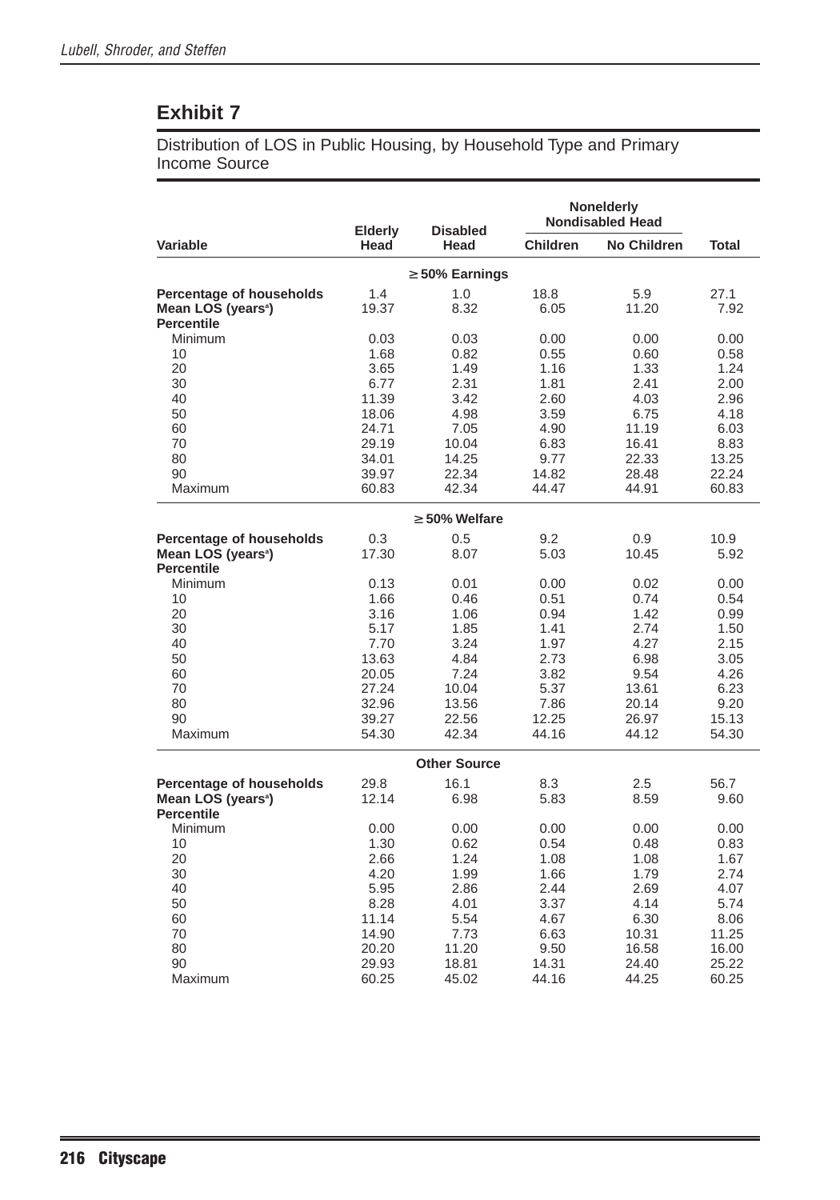## Exhibit 7

Distribution of LOS in Public Housing, by Household Type and Primary Income Source

| Variable | Elderly Head | Disabled Head | Nonelderly Nondisabled Head | | Total |
|---|---|---|---|---|---|
| | | | Children | No Children | |
| **≥ 50% Earnings** | | | | | |
| **Percentage of households** | 1.4 | 1.0 | 18.8 | 5.9 | 27.1 |
| **Mean LOS (years[a])** | 19.37 | 8.32 | 6.05 | 11.20 | 7.92 |
| **Percentile** | | | | | |
| Minimum | 0.03 | 0.03 | 0.00 | 0.00 | 0.00 |
| 10 | 1.68 | 0.82 | 0.55 | 0.60 | 0.58 |
| 20 | 3.65 | 1.49 | 1.16 | 1.33 | 1.24 |
| 30 | 6.77 | 2.31 | 1.81 | 2.41 | 2.00 |
| 40 | 11.39 | 3.42 | 2.60 | 4.03 | 2.96 |
| 50 | 18.06 | 4.98 | 3.59 | 6.75 | 4.18 |
| 60 | 24.71 | 7.05 | 4.90 | 11.19 | 6.03 |
| 70 | 29.19 | 10.04 | 6.83 | 16.41 | 8.83 |
| 80 | 34.01 | 14.25 | 9.77 | 22.33 | 13.25 |
| 90 | 39.97 | 22.34 | 14.82 | 28.48 | 22.24 |
| Maximum | 60.83 | 42.34 | 44.47 | 44.91 | 60.83 |
| **≥ 50% Welfare** | | | | | |
| **Percentage of households** | 0.3 | 0.5 | 9.2 | 0.9 | 10.9 |
| **Mean LOS (years[a])** | 17.30 | 8.07 | 5.03 | 10.45 | 5.92 |
| **Percentile** | | | | | |
| Minimum | 0.13 | 0.01 | 0.00 | 0.02 | 0.00 |
| 10 | 1.66 | 0.46 | 0.51 | 0.74 | 0.54 |
| 20 | 3.16 | 1.06 | 0.94 | 1.42 | 0.99 |
| 30 | 5.17 | 1.85 | 1.41 | 2.74 | 1.50 |
| 40 | 7.70 | 3.24 | 1.97 | 4.27 | 2.15 |
| 50 | 13.63 | 4.84 | 2.73 | 6.98 | 3.05 |
| 60 | 20.05 | 7.24 | 3.82 | 9.54 | 4.26 |
| 70 | 27.24 | 10.04 | 5.37 | 13.61 | 6.23 |
| 80 | 32.96 | 13.56 | 7.86 | 20.14 | 9.20 |
| 90 | 39.27 | 22.56 | 12.25 | 26.97 | 15.13 |
| Maximum | 54.30 | 42.34 | 44.16 | 44.12 | 54.30 |
| **Other Source** | | | | | |
| **Percentage of households** | 29.8 | 16.1 | 8.3 | 2.5 | 56.7 |
| **Mean LOS (years[a])** | 12.14 | 6.98 | 5.83 | 8.59 | 9.60 |
| **Percentile** | | | | | |
| Minimum | 0.00 | 0.00 | 0.00 | 0.00 | 0.00 |
| 10 | 1.30 | 0.62 | 0.54 | 0.48 | 0.83 |
| 20 | 2.66 | 1.24 | 1.08 | 1.08 | 1.67 |
| 30 | 4.20 | 1.99 | 1.66 | 1.79 | 2.74 |
| 40 | 5.95 | 2.86 | 2.44 | 2.69 | 4.07 |
| 50 | 8.28 | 4.01 | 3.37 | 4.14 | 5.74 |
| 60 | 11.14 | 5.54 | 4.67 | 6.30 | 8.06 |
| 70 | 14.90 | 7.73 | 6.63 | 10.31 | 11.25 |
| 80 | 20.20 | 11.20 | 9.50 | 16.58 | 16.00 |
| 90 | 29.93 | 18.81 | 14.31 | 24.40 | 25.22 |
| Maximum | 60.25 | 45.02 | 44.16 | 44.25 | 60.25 |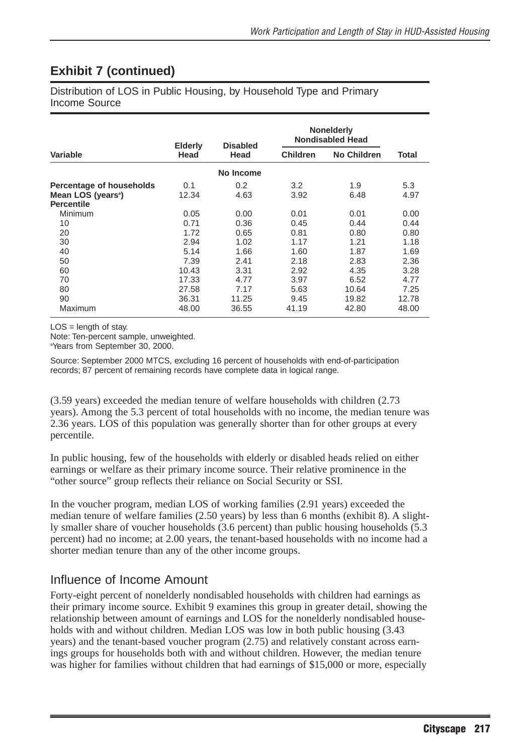## Exhibit 7 (continued)

Distribution of LOS in Public Housing, by Household Type and Primary Income Source

| Variable | Elderly Head | Disabled Head | Nonelderly Nondisabled Head | | Total |
|---|---|---|---|---|---|
| | | | Children | No Children | |
| | | No Income | | | |
| **Percentage of households** | 0.1 | 0.2 | 3.2 | 1.9 | 5.3 |
| **Mean LOS (years[a])** | 12.34 | 4.63 | 3.92 | 6.48 | 4.97 |
| **Percentile** | | | | | |
| Minimum | 0.05 | 0.00 | 0.01 | 0.01 | 0.00 |
| 10 | 0.71 | 0.36 | 0.45 | 0.44 | 0.44 |
| 20 | 1.72 | 0.65 | 0.81 | 0.80 | 0.80 |
| 30 | 2.94 | 1.02 | 1.17 | 1.21 | 1.18 |
| 40 | 5.14 | 1.66 | 1.60 | 1.87 | 1.69 |
| 50 | 7.39 | 2.41 | 2.18 | 2.83 | 2.36 |
| 60 | 10.43 | 3.31 | 2.92 | 4.35 | 3.28 |
| 70 | 17.33 | 4.77 | 3.97 | 6.52 | 4.77 |
| 80 | 27.58 | 7.17 | 5.63 | 10.64 | 7.25 |
| 90 | 36.31 | 11.25 | 9.45 | 19.82 | 12.78 |
| Maximum | 48.00 | 36.55 | 41.19 | 42.80 | 48.00 |

LOS = length of stay.

Note: Ten-percent sample, unweighted.

[a]Years from September 30, 2000.

Source: September 2000 MTCS, excluding 16 percent of households with end-of-participation records; 87 percent of remaining records have complete data in logical range.

(3.59 years) exceeded the median tenure of welfare households with children (2.73 years). Among the 5.3 percent of total households with no income, the median tenure was 2.36 years. LOS of this population was generally shorter than for other groups at every percentile.

In public housing, few of the households with elderly or disabled heads relied on either earnings or welfare as their primary income source. Their relative prominence in the "other source" group reflects their reliance on Social Security or SSI.

In the voucher program, median LOS of working families (2.91 years) exceeded the median tenure of welfare families (2.50 years) by less than 6 months (exhibit 8). A slightly smaller share of voucher households (3.6 percent) than public housing households (5.3 percent) had no income; at 2.00 years, the tenant-based households with no income had a shorter median tenure than any of the other income groups.

## Influence of Income Amount

Forty-eight percent of nonelderly nondisabled households with children had earnings as their primary income source. Exhibit 9 examines this group in greater detail, showing the relationship between amount of earnings and LOS for the nonelderly nondisabled households with and without children. Median LOS was low in both public housing (3.43 years) and the tenant-based voucher program (2.75) and relatively constant across earnings groups for households both with and without children. However, the median tenure was higher for families without children that had earnings of $15,000 or more, especially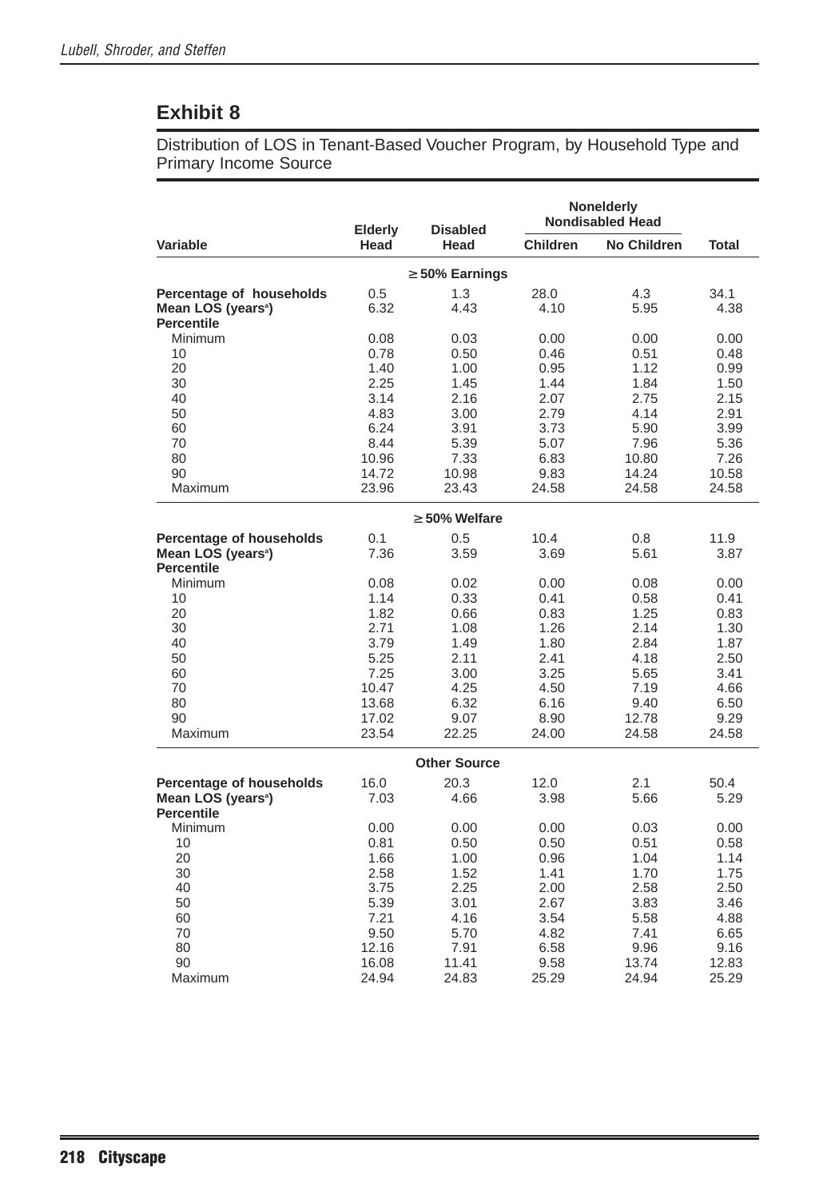## Exhibit 8

Distribution of LOS in Tenant-Based Voucher Program, by Household Type and Primary Income Source

| Variable | Elderly Head | Disabled Head | Nonelderly Nondisabled Head | | Total |
|---|---|---|---|---|---|
| | | | Children | No Children | |
| | | **≥ 50% Earnings** | | | |
| **Percentage of households** | 0.5 | 1.3 | 28.0 | 4.3 | 34.1 |
| **Mean LOS (years[a])** | 6.32 | 4.43 | 4.10 | 5.95 | 4.38 |
| **Percentile** | | | | | |
| Minimum | 0.08 | 0.03 | 0.00 | 0.00 | 0.00 |
| 10 | 0.78 | 0.50 | 0.46 | 0.51 | 0.48 |
| 20 | 1.40 | 1.00 | 0.95 | 1.12 | 0.99 |
| 30 | 2.25 | 1.45 | 1.44 | 1.84 | 1.50 |
| 40 | 3.14 | 2.16 | 2.07 | 2.75 | 2.15 |
| 50 | 4.83 | 3.00 | 2.79 | 4.14 | 2.91 |
| 60 | 6.24 | 3.91 | 3.73 | 5.90 | 3.99 |
| 70 | 8.44 | 5.39 | 5.07 | 7.96 | 5.36 |
| 80 | 10.96 | 7.33 | 6.83 | 10.80 | 7.26 |
| 90 | 14.72 | 10.98 | 9.83 | 14.24 | 10.58 |
| Maximum | 23.96 | 23.43 | 24.58 | 24.58 | 24.58 |
| | | **≥ 50% Welfare** | | | |
| **Percentage of households** | 0.1 | 0.5 | 10.4 | 0.8 | 11.9 |
| **Mean LOS (years[a])** | 7.36 | 3.59 | 3.69 | 5.61 | 3.87 |
| **Percentile** | | | | | |
| Minimum | 0.08 | 0.02 | 0.00 | 0.08 | 0.00 |
| 10 | 1.14 | 0.33 | 0.41 | 0.58 | 0.41 |
| 20 | 1.82 | 0.66 | 0.83 | 1.25 | 0.83 |
| 30 | 2.71 | 1.08 | 1.26 | 2.14 | 1.30 |
| 40 | 3.79 | 1.49 | 1.80 | 2.84 | 1.87 |
| 50 | 5.25 | 2.11 | 2.41 | 4.18 | 2.50 |
| 60 | 7.25 | 3.00 | 3.25 | 5.65 | 3.41 |
| 70 | 10.47 | 4.25 | 4.50 | 7.19 | 4.66 |
| 80 | 13.68 | 6.32 | 6.16 | 9.40 | 6.50 |
| 90 | 17.02 | 9.07 | 8.90 | 12.78 | 9.29 |
| Maximum | 23.54 | 22.25 | 24.00 | 24.58 | 24.58 |
| | | **Other Source** | | | |
| **Percentage of households** | 16.0 | 20.3 | 12.0 | 2.1 | 50.4 |
| **Mean LOS (years[a])** | 7.03 | 4.66 | 3.98 | 5.66 | 5.29 |
| **Percentile** | | | | | |
| Minimum | 0.00 | 0.00 | 0.00 | 0.03 | 0.00 |
| 10 | 0.81 | 0.50 | 0.50 | 0.51 | 0.58 |
| 20 | 1.66 | 1.00 | 0.96 | 1.04 | 1.14 |
| 30 | 2.58 | 1.52 | 1.41 | 1.70 | 1.75 |
| 40 | 3.75 | 2.25 | 2.00 | 2.58 | 2.50 |
| 50 | 5.39 | 3.01 | 2.67 | 3.83 | 3.46 |
| 60 | 7.21 | 4.16 | 3.54 | 5.58 | 4.88 |
| 70 | 9.50 | 5.70 | 4.82 | 7.41 | 6.65 |
| 80 | 12.16 | 7.91 | 6.58 | 9.96 | 9.16 |
| 90 | 16.08 | 11.41 | 9.58 | 13.74 | 12.83 |
| Maximum | 24.94 | 24.83 | 25.29 | 24.94 | 25.29 |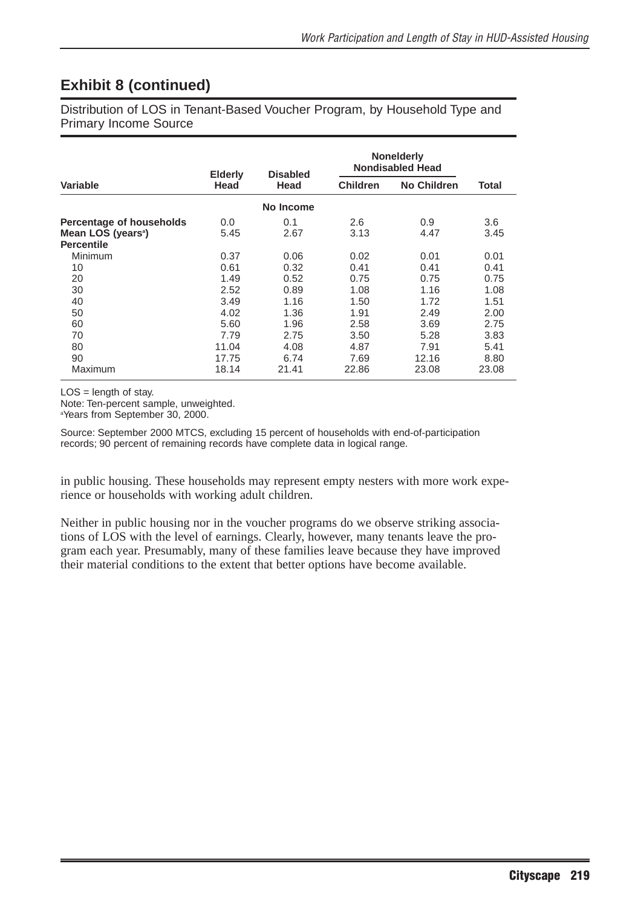## Exhibit 8 (continued)

Distribution of LOS in Tenant-Based Voucher Program, by Household Type and Primary Income Source

| Variable | Elderly Head | Disabled Head | Nonelderly Nondisabled Head | | Total |
|---|---|---|---|---|---|
| | | | Children | No Children | |
| | | **No Income** | | | |
| **Percentage of households** | 0.0 | 0.1 | 2.6 | 0.9 | 3.6 |
| **Mean LOS (years[a])** | 5.45 | 2.67 | 3.13 | 4.47 | 3.45 |
| **Percentile** | | | | | |
| Minimum | 0.37 | 0.06 | 0.02 | 0.01 | 0.01 |
| 10 | 0.61 | 0.32 | 0.41 | 0.41 | 0.41 |
| 20 | 1.49 | 0.52 | 0.75 | 0.75 | 0.75 |
| 30 | 2.52 | 0.89 | 1.08 | 1.16 | 1.08 |
| 40 | 3.49 | 1.16 | 1.50 | 1.72 | 1.51 |
| 50 | 4.02 | 1.36 | 1.91 | 2.49 | 2.00 |
| 60 | 5.60 | 1.96 | 2.58 | 3.69 | 2.75 |
| 70 | 7.79 | 2.75 | 3.50 | 5.28 | 3.83 |
| 80 | 11.04 | 4.08 | 4.87 | 7.91 | 5.41 |
| 90 | 17.75 | 6.74 | 7.69 | 12.16 | 8.80 |
| Maximum | 18.14 | 21.41 | 22.86 | 23.08 | 23.08 |

LOS = length of stay.

Note: Ten-percent sample, unweighted.

[a]Years from September 30, 2000.

Source: September 2000 MTCS, excluding 15 percent of households with end-of-participation records; 90 percent of remaining records have complete data in logical range.

in public housing. These households may represent empty nesters with more work experience or households with working adult children.

Neither in public housing nor in the voucher programs do we observe striking associations of LOS with the level of earnings. Clearly, however, many tenants leave the program each year. Presumably, many of these families leave because they have improved their material conditions to the extent that better options have become available.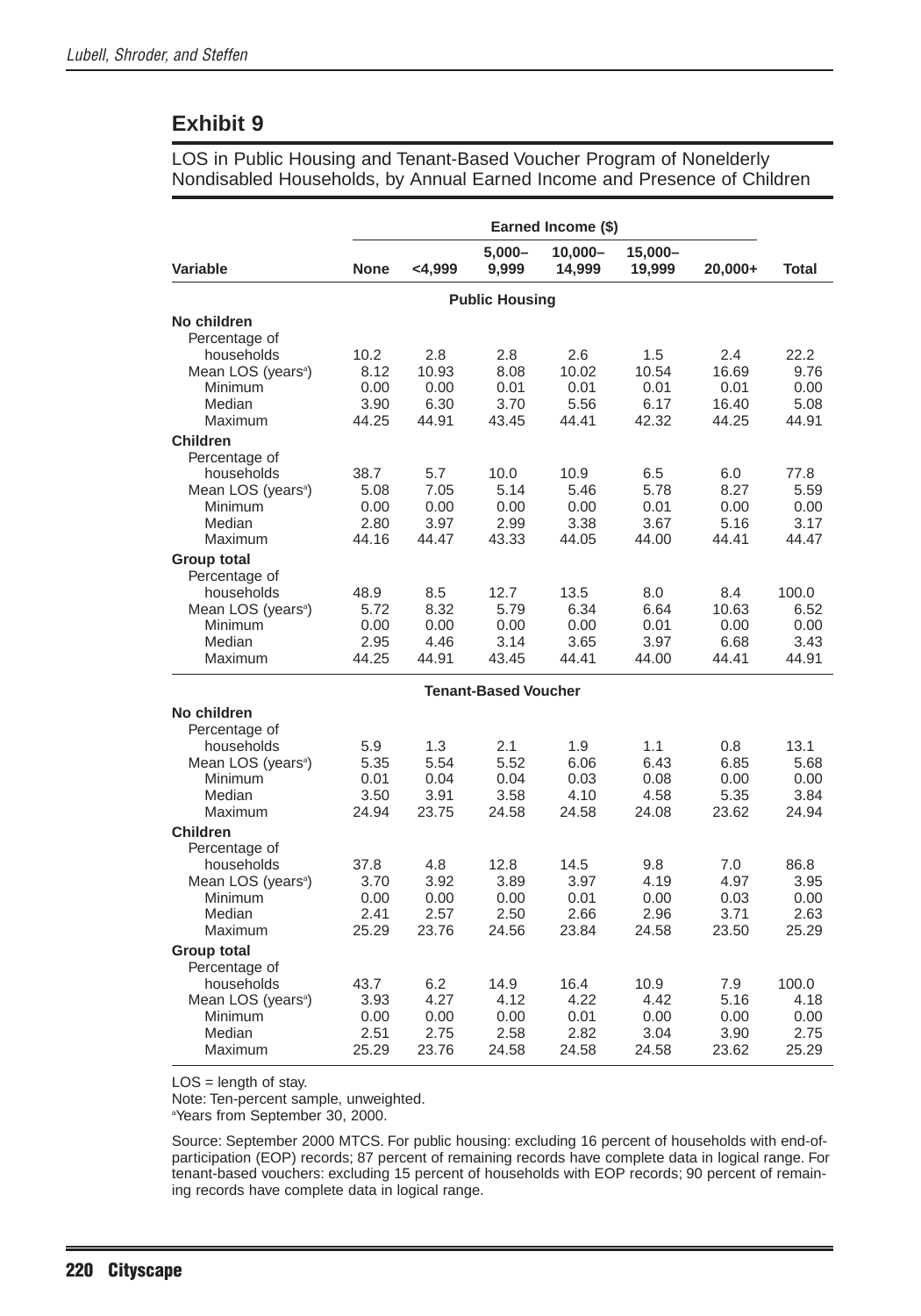## Exhibit 9

LOS in Public Housing and Tenant-Based Voucher Program of Nonelderly Nondisabled Households, by Annual Earned Income and Presence of Children

| Variable | Earned Income ($) | | | | | | |
|---|---|---|---|---|---|---|---|
| | None | <4,999 | 5,000–9,999 | 10,000–14,999 | 15,000–19,999 | 20,000+ | Total |
| **Public Housing** | | | | | | | |
| **No children** | | | | | | | |
| Percentage of households | 10.2 | 2.8 | 2.8 | 2.6 | 1.5 | 2.4 | 22.2 |
| Mean LOS (years[a]) | 8.12 | 10.93 | 8.08 | 10.02 | 10.54 | 16.69 | 9.76 |
| Minimum | 0.00 | 0.00 | 0.01 | 0.01 | 0.01 | 0.01 | 0.00 |
| Median | 3.90 | 6.30 | 3.70 | 5.56 | 6.17 | 16.40 | 5.08 |
| Maximum | 44.25 | 44.91 | 43.45 | 44.41 | 42.32 | 44.25 | 44.91 |
| **Children** | | | | | | | |
| Percentage of households | 38.7 | 5.7 | 10.0 | 10.9 | 6.5 | 6.0 | 77.8 |
| Mean LOS (years[a]) | 5.08 | 7.05 | 5.14 | 5.46 | 5.78 | 8.27 | 5.59 |
| Minimum | 0.00 | 0.00 | 0.00 | 0.00 | 0.01 | 0.00 | 0.00 |
| Median | 2.80 | 3.97 | 2.99 | 3.38 | 3.67 | 5.16 | 3.17 |
| Maximum | 44.16 | 44.47 | 43.33 | 44.05 | 44.00 | 44.41 | 44.47 |
| **Group total** | | | | | | | |
| Percentage of households | 48.9 | 8.5 | 12.7 | 13.5 | 8.0 | 8.4 | 100.0 |
| Mean LOS (years[a]) | 5.72 | 8.32 | 5.79 | 6.34 | 6.64 | 10.63 | 6.52 |
| Minimum | 0.00 | 0.00 | 0.00 | 0.00 | 0.01 | 0.00 | 0.00 |
| Median | 2.95 | 4.46 | 3.14 | 3.65 | 3.97 | 6.68 | 3.43 |
| Maximum | 44.25 | 44.91 | 43.45 | 44.41 | 44.00 | 44.41 | 44.91 |
| **Tenant-Based Voucher** | | | | | | | |
| **No children** | | | | | | | |
| Percentage of households | 5.9 | 1.3 | 2.1 | 1.9 | 1.1 | 0.8 | 13.1 |
| Mean LOS (years[a]) | 5.35 | 5.54 | 5.52 | 6.06 | 6.43 | 6.85 | 5.68 |
| Minimum | 0.01 | 0.04 | 0.04 | 0.03 | 0.08 | 0.00 | 0.00 |
| Median | 3.50 | 3.91 | 3.58 | 4.10 | 4.58 | 5.35 | 3.84 |
| Maximum | 24.94 | 23.75 | 24.58 | 24.58 | 24.08 | 23.62 | 24.94 |
| **Children** | | | | | | | |
| Percentage of households | 37.8 | 4.8 | 12.8 | 14.5 | 9.8 | 7.0 | 86.8 |
| Mean LOS (years[a]) | 3.70 | 3.92 | 3.89 | 3.97 | 4.19 | 4.97 | 3.95 |
| Minimum | 0.00 | 0.00 | 0.00 | 0.01 | 0.00 | 0.03 | 0.00 |
| Median | 2.41 | 2.57 | 2.50 | 2.66 | 2.96 | 3.71 | 2.63 |
| Maximum | 25.29 | 23.76 | 24.56 | 23.84 | 24.58 | 23.50 | 25.29 |
| **Group total** | | | | | | | |
| Percentage of households | 43.7 | 6.2 | 14.9 | 16.4 | 10.9 | 7.9 | 100.0 |
| Mean LOS (years[a]) | 3.93 | 4.27 | 4.12 | 4.22 | 4.42 | 5.16 | 4.18 |
| Minimum | 0.00 | 0.00 | 0.00 | 0.01 | 0.00 | 0.00 | 0.00 |
| Median | 2.51 | 2.75 | 2.58 | 2.82 | 3.04 | 3.90 | 2.75 |
| Maximum | 25.29 | 23.76 | 24.58 | 24.58 | 24.58 | 23.62 | 25.29 |

LOS = length of stay.

Note: Ten-percent sample, unweighted.

[a]Years from September 30, 2000.

Source: September 2000 MTCS. For public housing: excluding 16 percent of households with end-of-participation (EOP) records; 87 percent of remaining records have complete data in logical range. For tenant-based vouchers: excluding 15 percent of households with EOP records; 90 percent of remaining records have complete data in logical range.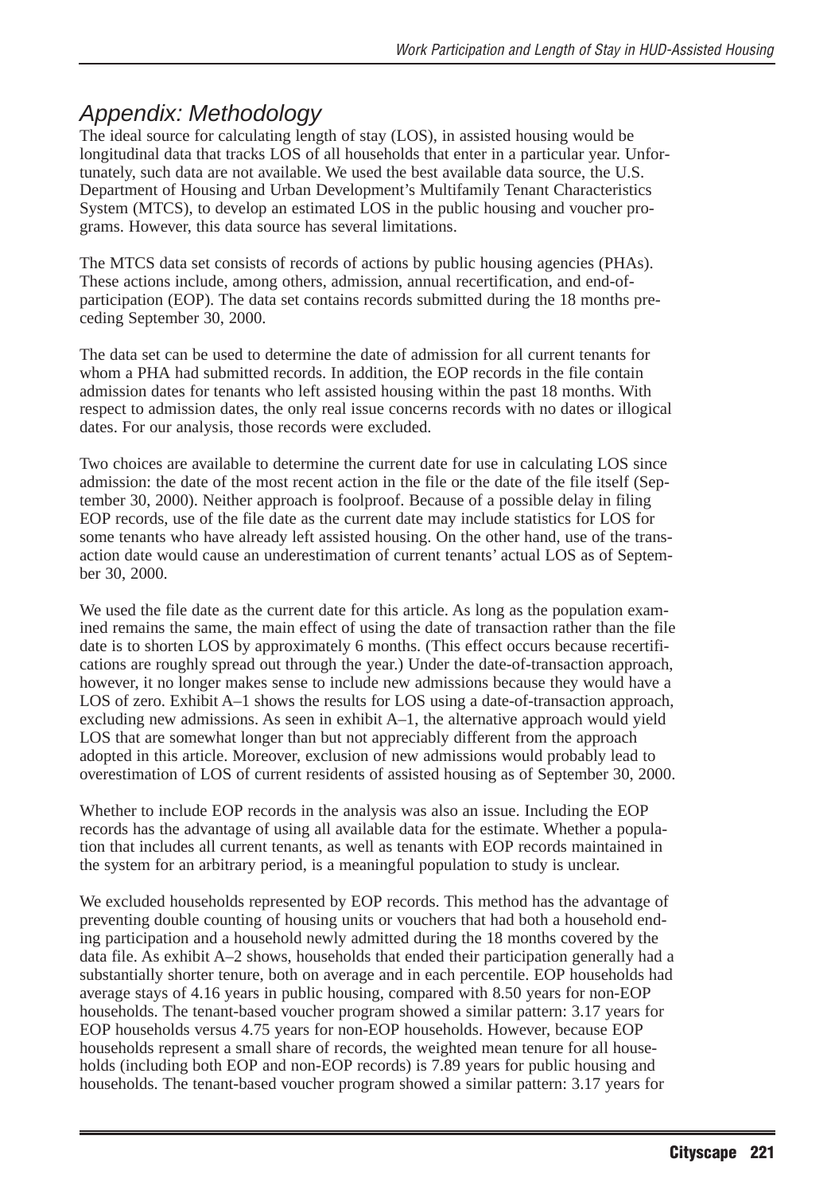## Appendix: Methodology

The ideal source for calculating length of stay (LOS), in assisted housing would be longitudinal data that tracks LOS of all households that enter in a particular year. Unfortunately, such data are not available. We used the best available data source, the U.S. Department of Housing and Urban Development's Multifamily Tenant Characteristics System (MTCS), to develop an estimated LOS in the public housing and voucher programs. However, this data source has several limitations.

The MTCS data set consists of records of actions by public housing agencies (PHAs). These actions include, among others, admission, annual recertification, and end-of-participation (EOP). The data set contains records submitted during the 18 months preceding September 30, 2000.

The data set can be used to determine the date of admission for all current tenants for whom a PHA had submitted records. In addition, the EOP records in the file contain admission dates for tenants who left assisted housing within the past 18 months. With respect to admission dates, the only real issue concerns records with no dates or illogical dates. For our analysis, those records were excluded.

Two choices are available to determine the current date for use in calculating LOS since admission: the date of the most recent action in the file or the date of the file itself (September 30, 2000). Neither approach is foolproof. Because of a possible delay in filing EOP records, use of the file date as the current date may include statistics for LOS for some tenants who have already left assisted housing. On the other hand, use of the transaction date would cause an underestimation of current tenants' actual LOS as of September 30, 2000.

We used the file date as the current date for this article. As long as the population examined remains the same, the main effect of using the date of transaction rather than the file date is to shorten LOS by approximately 6 months. (This effect occurs because recertifications are roughly spread out through the year.) Under the date-of-transaction approach, however, it no longer makes sense to include new admissions because they would have a LOS of zero. Exhibit A–1 shows the results for LOS using a date-of-transaction approach, excluding new admissions. As seen in exhibit A–1, the alternative approach would yield LOS that are somewhat longer than but not appreciably different from the approach adopted in this article. Moreover, exclusion of new admissions would probably lead to overestimation of LOS of current residents of assisted housing as of September 30, 2000.

Whether to include EOP records in the analysis was also an issue. Including the EOP records has the advantage of using all available data for the estimate. Whether a population that includes all current tenants, as well as tenants with EOP records maintained in the system for an arbitrary period, is a meaningful population to study is unclear.

We excluded households represented by EOP records. This method has the advantage of preventing double counting of housing units or vouchers that had both a household ending participation and a household newly admitted during the 18 months covered by the data file. As exhibit A–2 shows, households that ended their participation generally had a substantially shorter tenure, both on average and in each percentile. EOP households had average stays of 4.16 years in public housing, compared with 8.50 years for non-EOP households. The tenant-based voucher program showed a similar pattern: 3.17 years for EOP households versus 4.75 years for non-EOP households. However, because EOP households represent a small share of records, the weighted mean tenure for all households (including both EOP and non-EOP records) is 7.89 years for public housing and households. The tenant-based voucher program showed a similar pattern: 3.17 years for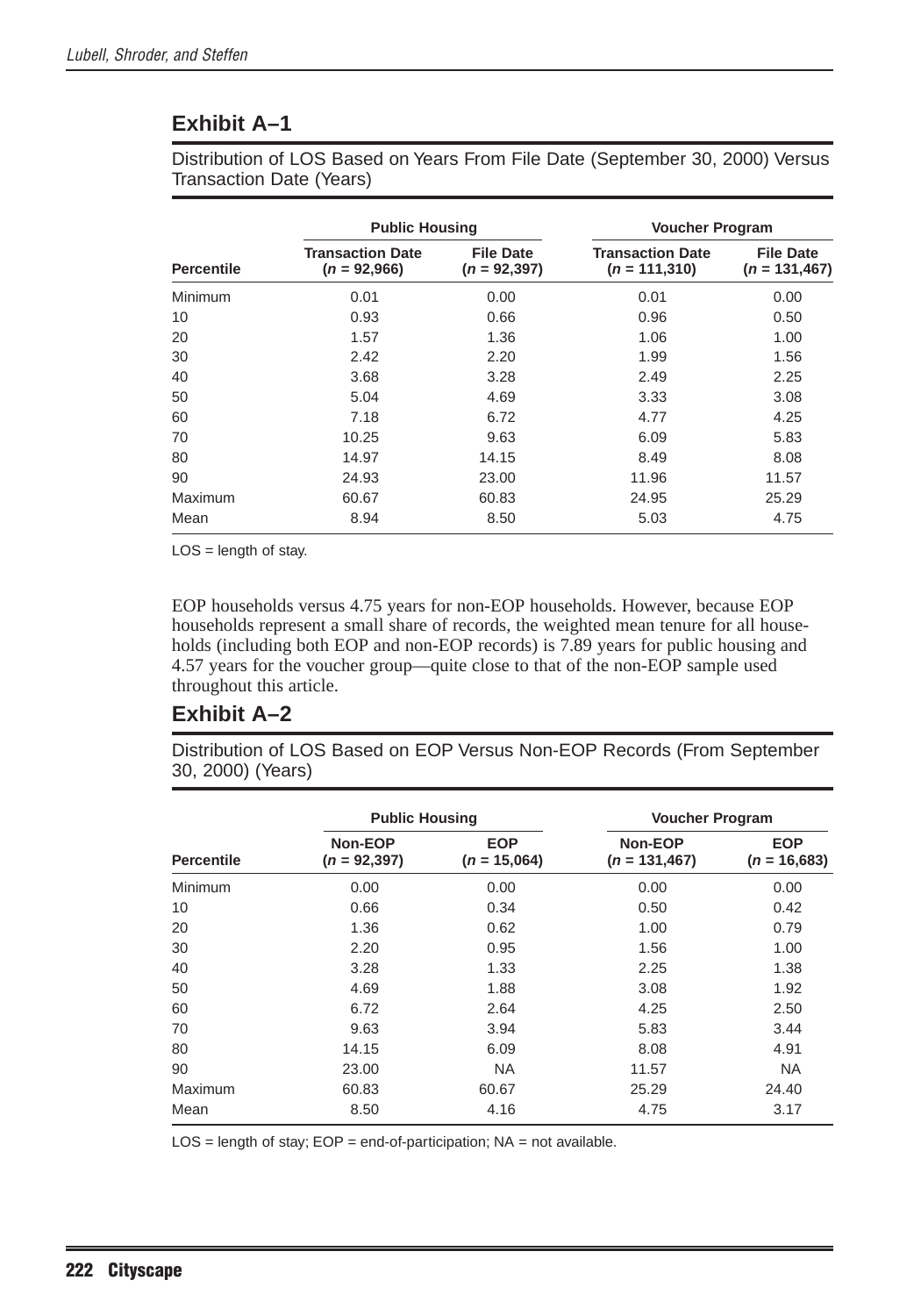## Exhibit A–1

Distribution of LOS Based on Years From File Date (September 30, 2000) Versus Transaction Date (Years)

| | Public Housing | | Voucher Program | |
|---|---|---|---|---|
| **Percentile** | **Transaction Date (*n* = 92,966)** | **File Date (*n* = 92,397)** | **Transaction Date (*n* = 111,310)** | **File Date (*n* = 131,467)** |
| Minimum | 0.01 | 0.00 | 0.01 | 0.00 |
| 10 | 0.93 | 0.66 | 0.96 | 0.50 |
| 20 | 1.57 | 1.36 | 1.06 | 1.00 |
| 30 | 2.42 | 2.20 | 1.99 | 1.56 |
| 40 | 3.68 | 3.28 | 2.49 | 2.25 |
| 50 | 5.04 | 4.69 | 3.33 | 3.08 |
| 60 | 7.18 | 6.72 | 4.77 | 4.25 |
| 70 | 10.25 | 9.63 | 6.09 | 5.83 |
| 80 | 14.97 | 14.15 | 8.49 | 8.08 |
| 90 | 24.93 | 23.00 | 11.96 | 11.57 |
| Maximum | 60.67 | 60.83 | 24.95 | 25.29 |
| Mean | 8.94 | 8.50 | 5.03 | 4.75 |

LOS = length of stay.

EOP households versus 4.75 years for non-EOP households. However, because EOP households represent a small share of records, the weighted mean tenure for all households (including both EOP and non-EOP records) is 7.89 years for public housing and 4.57 years for the voucher group—quite close to that of the non-EOP sample used throughout this article.

## Exhibit A–2

Distribution of LOS Based on EOP Versus Non-EOP Records (From September 30, 2000) (Years)

| | Public Housing | | Voucher Program | |
|---|---|---|---|---|
| **Percentile** | **Non-EOP (*n* = 92,397)** | **EOP (*n* = 15,064)** | **Non-EOP (*n* = 131,467)** | **EOP (*n* = 16,683)** |
| Minimum | 0.00 | 0.00 | 0.00 | 0.00 |
| 10 | 0.66 | 0.34 | 0.50 | 0.42 |
| 20 | 1.36 | 0.62 | 1.00 | 0.79 |
| 30 | 2.20 | 0.95 | 1.56 | 1.00 |
| 40 | 3.28 | 1.33 | 2.25 | 1.38 |
| 50 | 4.69 | 1.88 | 3.08 | 1.92 |
| 60 | 6.72 | 2.64 | 4.25 | 2.50 |
| 70 | 9.63 | 3.94 | 5.83 | 3.44 |
| 80 | 14.15 | 6.09 | 8.08 | 4.91 |
| 90 | 23.00 | NA | 11.57 | NA |
| Maximum | 60.83 | 60.67 | 25.29 | 24.40 |
| Mean | 8.50 | 4.16 | 4.75 | 3.17 |

LOS = length of stay; EOP = end-of-participation; NA = not available.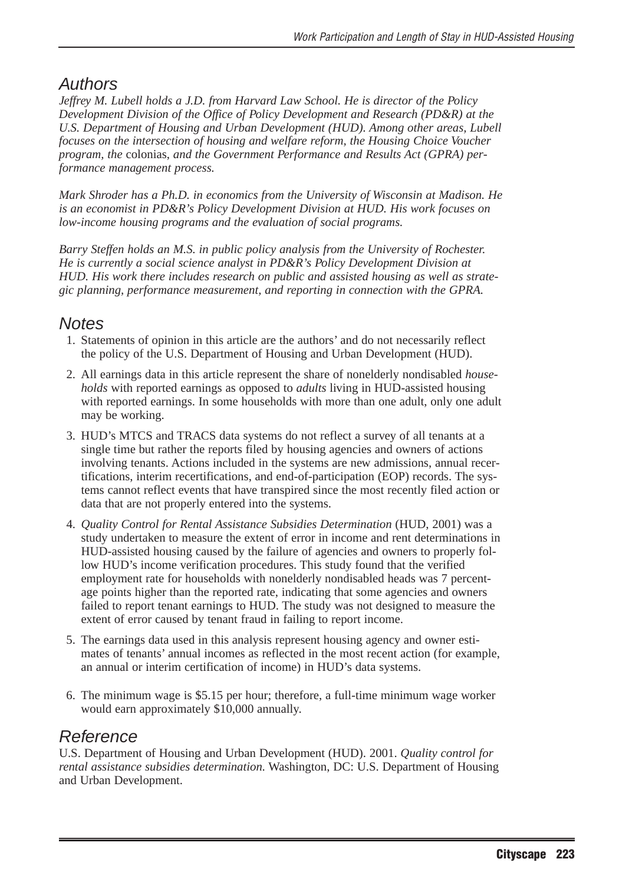## Authors

*Jeffrey M. Lubell holds a J.D. from Harvard Law School. He is director of the Policy Development Division of the Office of Policy Development and Research (PD&R) at the U.S. Department of Housing and Urban Development (HUD). Among other areas, Lubell focuses on the intersection of housing and welfare reform, the Housing Choice Voucher program, the* colonias, *and the Government Performance and Results Act (GPRA) performance management process.*

*Mark Shroder has a Ph.D. in economics from the University of Wisconsin at Madison. He is an economist in PD&R's Policy Development Division at HUD. His work focuses on low-income housing programs and the evaluation of social programs.*

*Barry Steffen holds an M.S. in public policy analysis from the University of Rochester. He is currently a social science analyst in PD&R's Policy Development Division at HUD. His work there includes research on public and assisted housing as well as strategic planning, performance measurement, and reporting in connection with the GPRA.*

## Notes

1. Statements of opinion in this article are the authors' and do not necessarily reflect the policy of the U.S. Department of Housing and Urban Development (HUD).
2. All earnings data in this article represent the share of nonelderly nondisabled *households* with reported earnings as opposed to *adults* living in HUD-assisted housing with reported earnings. In some households with more than one adult, only one adult may be working.
3. HUD's MTCS and TRACS data systems do not reflect a survey of all tenants at a single time but rather the reports filed by housing agencies and owners of actions involving tenants. Actions included in the systems are new admissions, annual recertifications, interim recertifications, and end-of-participation (EOP) records. The systems cannot reflect events that have transpired since the most recently filed action or data that are not properly entered into the systems.
4. *Quality Control for Rental Assistance Subsidies Determination* (HUD, 2001) was a study undertaken to measure the extent of error in income and rent determinations in HUD-assisted housing caused by the failure of agencies and owners to properly follow HUD's income verification procedures. This study found that the verified employment rate for households with nonelderly nondisabled heads was 7 percentage points higher than the reported rate, indicating that some agencies and owners failed to report tenant earnings to HUD. The study was not designed to measure the extent of error caused by tenant fraud in failing to report income.
5. The earnings data used in this analysis represent housing agency and owner estimates of tenants' annual incomes as reflected in the most recent action (for example, an annual or interim certification of income) in HUD's data systems.
6. The minimum wage is $5.15 per hour; therefore, a full-time minimum wage worker would earn approximately $10,000 annually.

## Reference

U.S. Department of Housing and Urban Development (HUD). 2001. *Quality control for rental assistance subsidies determination.* Washington, DC: U.S. Department of Housing and Urban Development.